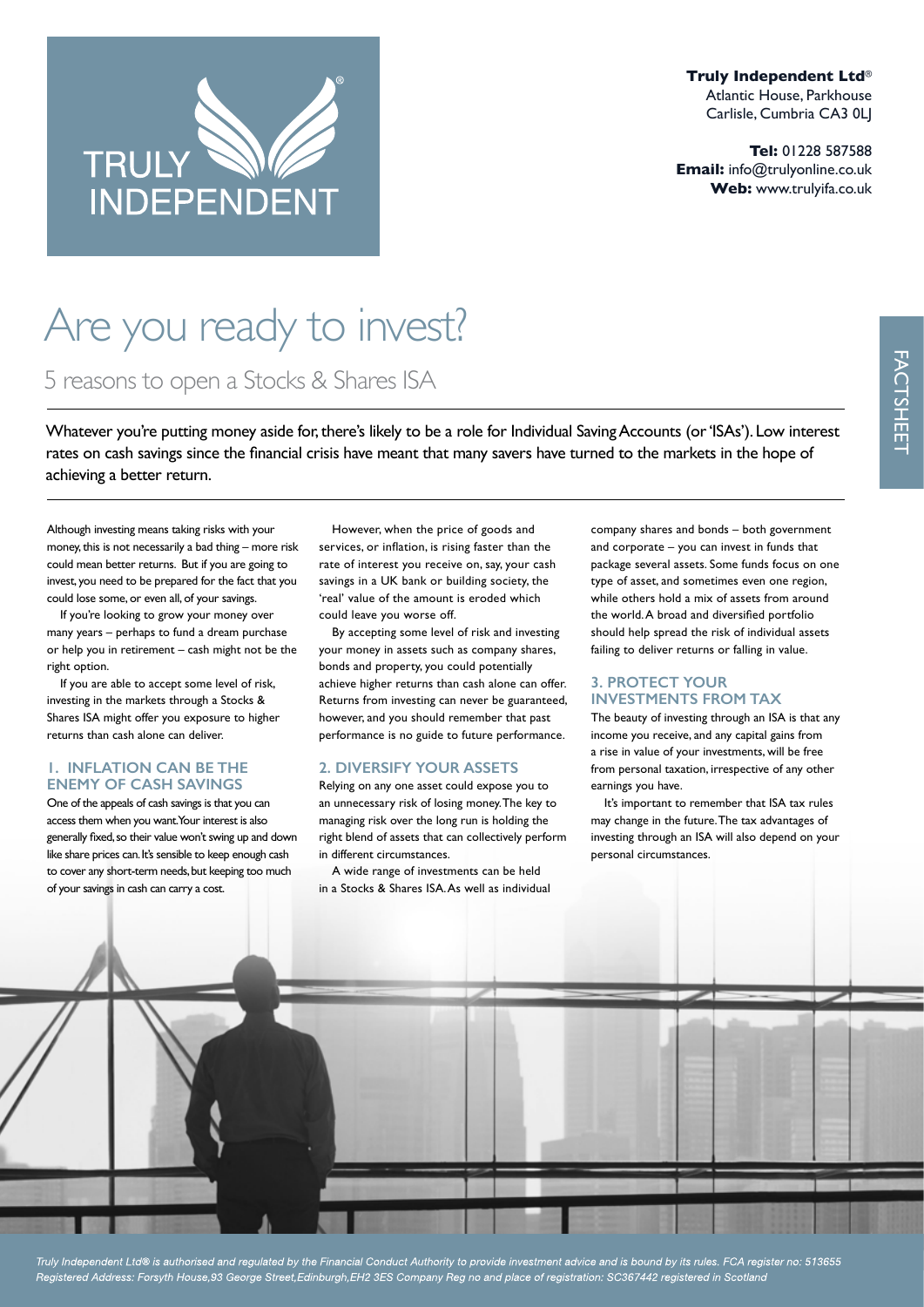**Truly Independent Ltd**®
Atlantic House, Parkhouse
Carlisle, Cumbria CA3 0LJ

**Tel:** 01228 587588
**Email:** info@trulyonline.co.uk
**Web:** www.trulyifa.co.uk

FACTSHEET

# Are you ready to invest?

## 5 reasons to open a Stocks & Shares ISA

Whatever you're putting money aside for, there's likely to be a role for Individual Saving Accounts (or 'ISAs'). Low interest rates on cash savings since the financial crisis have meant that many savers have turned to the markets in the hope of achieving a better return.

Although investing means taking risks with your money, this is not necessarily a bad thing – more risk could mean better returns. But if you are going to invest, you need to be prepared for the fact that you could lose some, or even all, of your savings.

If you're looking to grow your money over many years – perhaps to fund a dream purchase or help you in retirement – cash might not be the right option.

If you are able to accept some level of risk, investing in the markets through a Stocks & Shares ISA might offer you exposure to higher returns than cash alone can deliver.

### 1. INFLATION CAN BE THE ENEMY OF CASH SAVINGS

One of the appeals of cash savings is that you can access them when you want. Your interest is also generally fixed, so their value won't swing up and down like share prices can. It's sensible to keep enough cash to cover any short-term needs, but keeping too much of your savings in cash can carry a cost.

However, when the price of goods and services, or inflation, is rising faster than the rate of interest you receive on, say, your cash savings in a UK bank or building society, the 'real' value of the amount is eroded which could leave you worse off.

By accepting some level of risk and investing your money in assets such as company shares, bonds and property, you could potentially achieve higher returns than cash alone can offer. Returns from investing can never be guaranteed, however, and you should remember that past performance is no guide to future performance.

### 2. DIVERSIFY YOUR ASSETS

Relying on any one asset could expose you to an unnecessary risk of losing money. The key to managing risk over the long run is holding the right blend of assets that can collectively perform in different circumstances.

A wide range of investments can be held in a Stocks & Shares ISA. As well as individual company shares and bonds – both government and corporate – you can invest in funds that package several assets. Some funds focus on one type of asset, and sometimes even one region, while others hold a mix of assets from around the world. A broad and diversified portfolio should help spread the risk of individual assets failing to deliver returns or falling in value.

### 3. PROTECT YOUR INVESTMENTS FROM TAX

The beauty of investing through an ISA is that any income you receive, and any capital gains from a rise in value of your investments, will be free from personal taxation, irrespective of any other earnings you have.

It's important to remember that ISA tax rules may change in the future. The tax advantages of investing through an ISA will also depend on your personal circumstances.

*Truly Independent Ltd® is authorised and regulated by the Financial Conduct Authority to provide investment advice and is bound by its rules. FCA register no: 513655*
*Registered Address: Forsyth House,93 George Street,Edinburgh,EH2 3ES Company Reg no and place of registration: SC367442 registered in Scotland*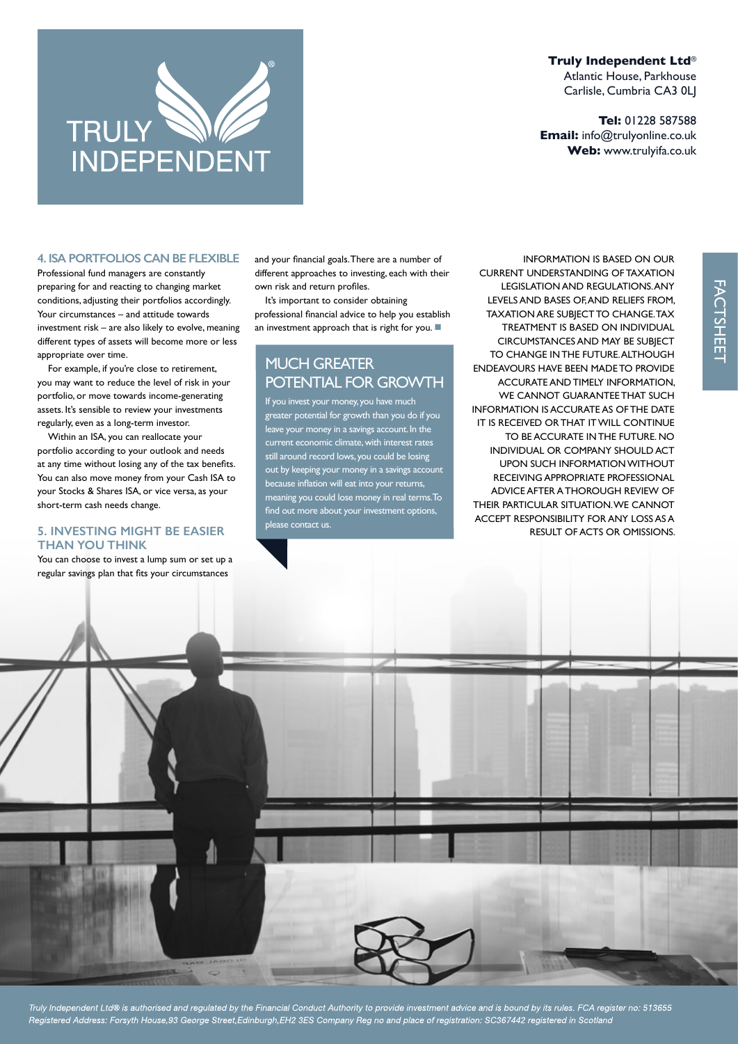**Truly Independent Ltd**®
Atlantic House, Parkhouse
Carlisle, Cumbria CA3 0LJ

**Tel:** 01228 587588
**Email:** info@trulyonline.co.uk
**Web:** www.trulyifa.co.uk

### 4. ISA PORTFOLIOS CAN BE FLEXIBLE

Professional fund managers are constantly preparing for and reacting to changing market conditions, adjusting their portfolios accordingly. Your circumstances – and attitude towards investment risk – are also likely to evolve, meaning different types of assets will become more or less appropriate over time.

For example, if you're close to retirement, you may want to reduce the level of risk in your portfolio, or move towards income-generating assets. It's sensible to review your investments regularly, even as a long-term investor.

Within an ISA, you can reallocate your portfolio according to your outlook and needs at any time without losing any of the tax benefits. You can also move money from your Cash ISA to your Stocks & Shares ISA, or vice versa, as your short-term cash needs change.

### 5. INVESTING MIGHT BE EASIER THAN YOU THINK

You can choose to invest a lump sum or set up a regular savings plan that fits your circumstances and your financial goals. There are a number of different approaches to investing, each with their own risk and return profiles.

It's important to consider obtaining professional financial advice to help you establish an investment approach that is right for you. ■

## MUCH GREATER POTENTIAL FOR GROWTH

If you invest your money, you have much greater potential for growth than you do if you leave your money in a savings account. In the current economic climate, with interest rates still around record lows, you could be losing out by keeping your money in a savings account because inflation will eat into your returns, meaning you could lose money in real terms. To find out more about your investment options, please contact us.

INFORMATION IS BASED ON OUR CURRENT UNDERSTANDING OF TAXATION LEGISLATION AND REGULATIONS. ANY LEVELS AND BASES OF, AND RELIEFS FROM, TAXATION ARE SUBJECT TO CHANGE. TAX TREATMENT IS BASED ON INDIVIDUAL CIRCUMSTANCES AND MAY BE SUBJECT TO CHANGE IN THE FUTURE. ALTHOUGH ENDEAVOURS HAVE BEEN MADE TO PROVIDE ACCURATE AND TIMELY INFORMATION, WE CANNOT GUARANTEE THAT SUCH INFORMATION IS ACCURATE AS OF THE DATE IT IS RECEIVED OR THAT IT WILL CONTINUE TO BE ACCURATE IN THE FUTURE. NO INDIVIDUAL OR COMPANY SHOULD ACT UPON SUCH INFORMATION WITHOUT RECEIVING APPROPRIATE PROFESSIONAL ADVICE AFTER A THOROUGH REVIEW OF THEIR PARTICULAR SITUATION. WE CANNOT ACCEPT RESPONSIBILITY FOR ANY LOSS AS A RESULT OF ACTS OR OMISSIONS.

*Truly Independent Ltd® is authorised and regulated by the Financial Conduct Authority to provide investment advice and is bound by its rules. FCA register no: 513655*
*Registered Address: Forsyth House,93 George Street,Edinburgh,EH2 3ES Company Reg no and place of registration: SC367442 registered in Scotland*